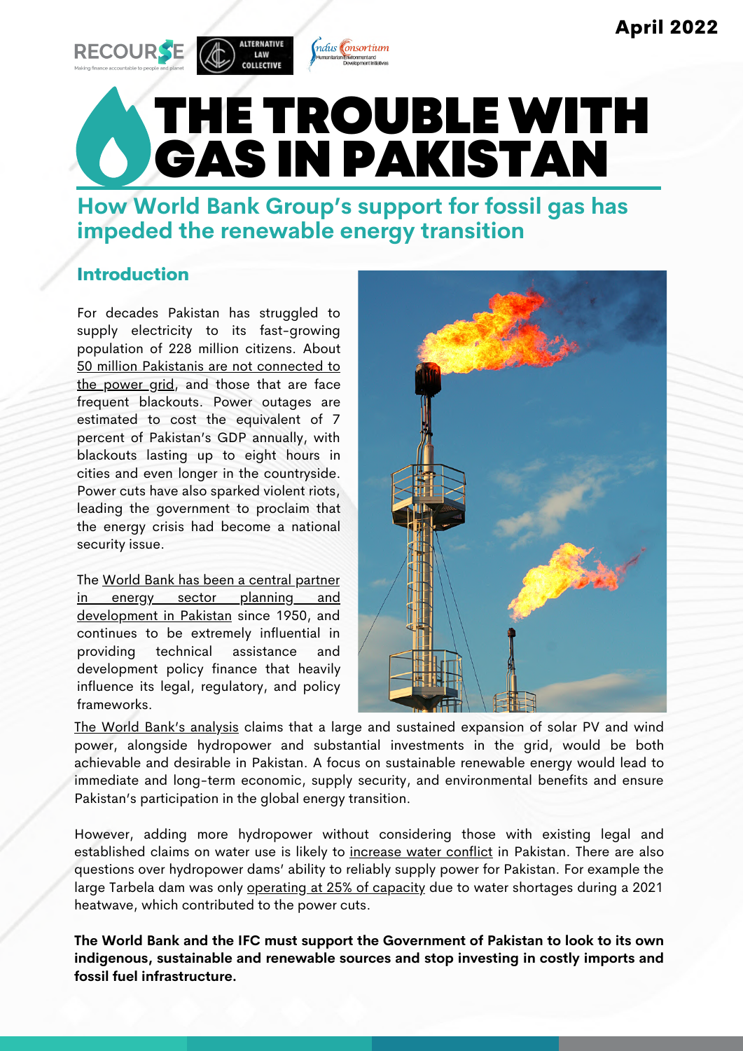April 2022

RECOURSE — Making finance accountable to people and planet | ALTERNATIVE LAW COLLECTIVE | Indus Consortium — Humanitarian Environment and Development Initiatives

# THE TROUBLE WITH GAS IN PAKISTAN

## How World Bank Group's support for fossil gas has impeded the renewable energy transition

### Introduction

For decades Pakistan has struggled to supply electricity to its fast-growing population of 228 million citizens. About 50 million Pakistanis are not connected to the power grid, and those that are face frequent blackouts. Power outages are estimated to cost the equivalent of 7 percent of Pakistan's GDP annually, with blackouts lasting up to eight hours in cities and even longer in the countryside. Power cuts have also sparked violent riots, leading the government to proclaim that the energy crisis had become a national security issue.

The World Bank has been a central partner in energy sector planning and development in Pakistan since 1950, and continues to be extremely influential in providing technical assistance and development policy finance that heavily influence its legal, regulatory, and policy frameworks.

The World Bank's analysis claims that a large and sustained expansion of solar PV and wind power, alongside hydropower and substantial investments in the grid, would be both achievable and desirable in Pakistan. A focus on sustainable renewable energy would lead to immediate and long-term economic, supply security, and environmental benefits and ensure Pakistan's participation in the global energy transition.

However, adding more hydropower without considering those with existing legal and established claims on water use is likely to increase water conflict in Pakistan. There are also questions over hydropower dams' ability to reliably supply power for Pakistan. For example the large Tarbela dam was only operating at 25% of capacity due to water shortages during a 2021 heatwave, which contributed to the power cuts.

**The World Bank and the IFC must support the Government of Pakistan to look to its own indigenous, sustainable and renewable sources and stop investing in costly imports and fossil fuel infrastructure.**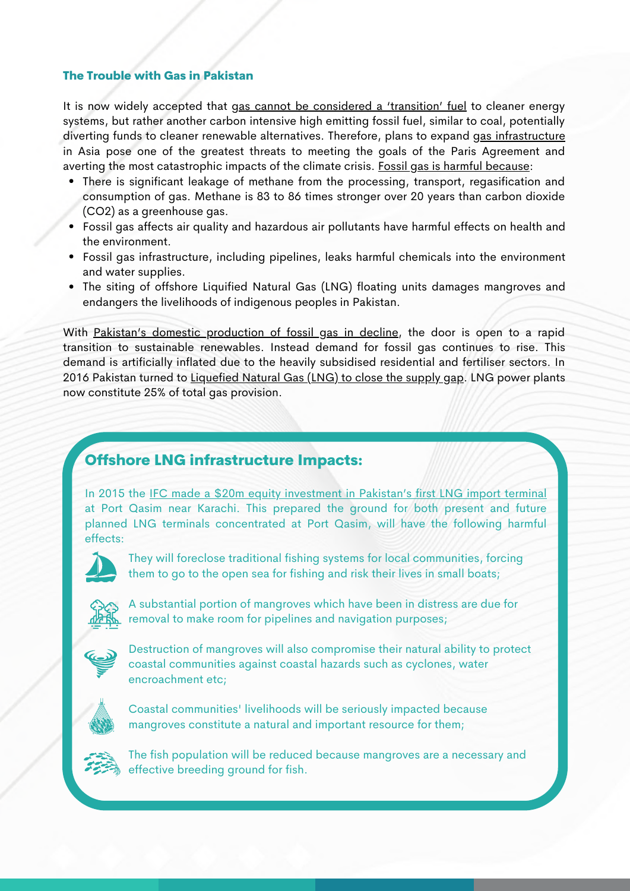## The Trouble with Gas in Pakistan

It is now widely accepted that gas cannot be considered a 'transition' fuel to cleaner energy systems, but rather another carbon intensive high emitting fossil fuel, similar to coal, potentially diverting funds to cleaner renewable alternatives. Therefore, plans to expand gas infrastructure in Asia pose one of the greatest threats to meeting the goals of the Paris Agreement and averting the most catastrophic impacts of the climate crisis. Fossil gas is harmful because:

- There is significant leakage of methane from the processing, transport, regasification and consumption of gas. Methane is 83 to 86 times stronger over 20 years than carbon dioxide ($CO_2$) as a greenhouse gas.
- Fossil gas affects air quality and hazardous air pollutants have harmful effects on health and the environment.
- Fossil gas infrastructure, including pipelines, leaks harmful chemicals into the environment and water supplies.
- The siting of offshore Liquified Natural Gas (LNG) floating units damages mangroves and endangers the livelihoods of indigenous peoples in Pakistan.

With Pakistan's domestic production of fossil gas in decline, the door is open to a rapid transition to sustainable renewables. Instead demand for fossil gas continues to rise. This demand is artificially inflated due to the heavily subsidised residential and fertiliser sectors. In 2016 Pakistan turned to Liquefied Natural Gas (LNG) to close the supply gap. LNG power plants now constitute 25% of total gas provision.

### Offshore LNG infrastructure Impacts:

In 2015 the IFC made a $20m equity investment in Pakistan's first LNG import terminal at Port Qasim near Karachi. This prepared the ground for both present and future planned LNG terminals concentrated at Port Qasim, will have the following harmful effects:

- They will foreclose traditional fishing systems for local communities, forcing them to go to the open sea for fishing and risk their lives in small boats;
- A substantial portion of mangroves which have been in distress are due for removal to make room for pipelines and navigation purposes;
- Destruction of mangroves will also compromise their natural ability to protect coastal communities against coastal hazards such as cyclones, water encroachment etc;
- Coastal communities' livelihoods will be seriously impacted because mangroves constitute a natural and important resource for them;
- The fish population will be reduced because mangroves are a necessary and effective breeding ground for fish.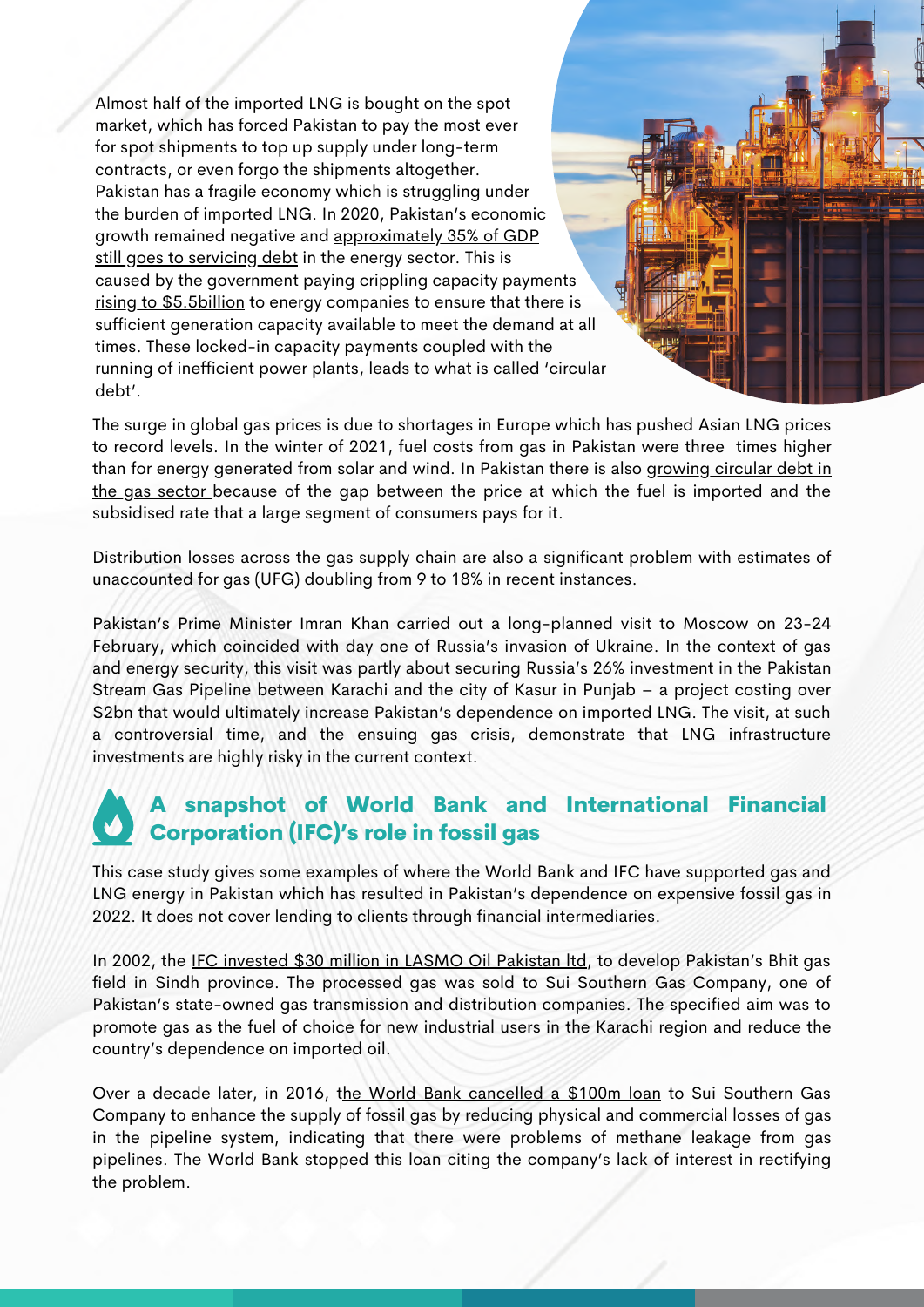Almost half of the imported LNG is bought on the spot market, which has forced Pakistan to pay the most ever for spot shipments to top up supply under long-term contracts, or even forgo the shipments altogether. Pakistan has a fragile economy which is struggling under the burden of imported LNG. In 2020, Pakistan's economic growth remained negative and approximately 35% of GDP still goes to servicing debt in the energy sector. This is caused by the government paying crippling capacity payments rising to $5.5billion to energy companies to ensure that there is sufficient generation capacity available to meet the demand at all times. These locked-in capacity payments coupled with the running of inefficient power plants, leads to what is called 'circular debt'.

The surge in global gas prices is due to shortages in Europe which has pushed Asian LNG prices to record levels. In the winter of 2021, fuel costs from gas in Pakistan were three times higher than for energy generated from solar and wind. In Pakistan there is also growing circular debt in the gas sector because of the gap between the price at which the fuel is imported and the subsidised rate that a large segment of consumers pays for it.

Distribution losses across the gas supply chain are also a significant problem with estimates of unaccounted for gas (UFG) doubling from 9 to 18% in recent instances.

Pakistan's Prime Minister Imran Khan carried out a long-planned visit to Moscow on 23-24 February, which coincided with day one of Russia's invasion of Ukraine. In the context of gas and energy security, this visit was partly about securing Russia's 26% investment in the Pakistan Stream Gas Pipeline between Karachi and the city of Kasur in Punjab – a project costing over $2bn that would ultimately increase Pakistan's dependence on imported LNG. The visit, at such a controversial time, and the ensuing gas crisis, demonstrate that LNG infrastructure investments are highly risky in the current context.

## A snapshot of World Bank and International Financial Corporation (IFC)'s role in fossil gas

This case study gives some examples of where the World Bank and IFC have supported gas and LNG energy in Pakistan which has resulted in Pakistan's dependence on expensive fossil gas in 2022. It does not cover lending to clients through financial intermediaries.

In 2002, the IFC invested $30 million in LASMO Oil Pakistan ltd, to develop Pakistan's Bhit gas field in Sindh province. The processed gas was sold to Sui Southern Gas Company, one of Pakistan's state-owned gas transmission and distribution companies. The specified aim was to promote gas as the fuel of choice for new industrial users in the Karachi region and reduce the country's dependence on imported oil.

Over a decade later, in 2016, the World Bank cancelled a $100m loan to Sui Southern Gas Company to enhance the supply of fossil gas by reducing physical and commercial losses of gas in the pipeline system, indicating that there were problems of methane leakage from gas pipelines. The World Bank stopped this loan citing the company's lack of interest in rectifying the problem.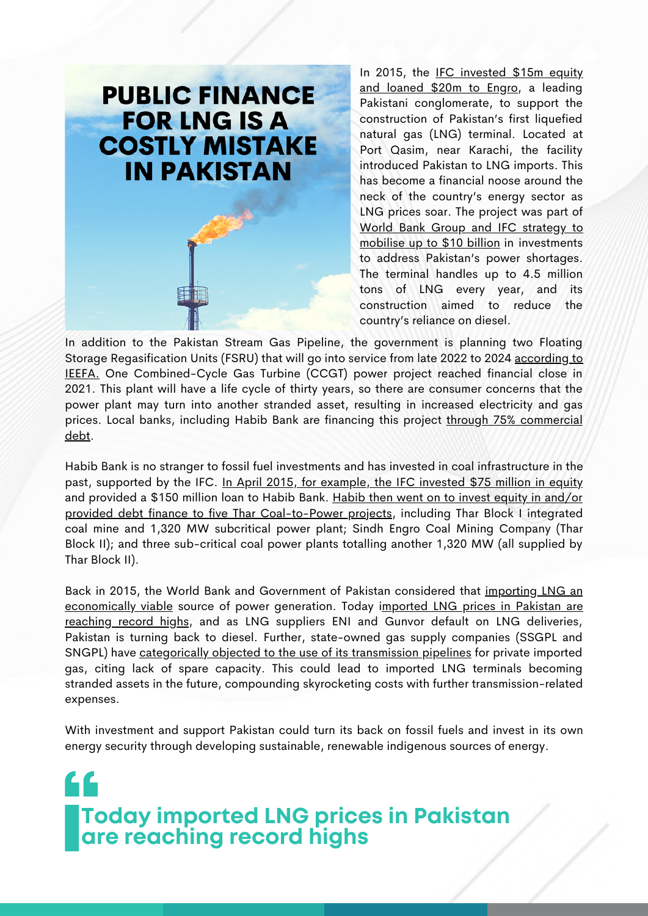# PUBLIC FINANCE FOR LNG IS A COSTLY MISTAKE IN PAKISTAN

In 2015, the IFC invested $15m equity and loaned $20m to Engro, a leading Pakistani conglomerate, to support the construction of Pakistan's first liquefied natural gas (LNG) terminal. Located at Port Qasim, near Karachi, the facility introduced Pakistan to LNG imports. This has become a financial noose around the neck of the country's energy sector as LNG prices soar. The project was part of World Bank Group and IFC strategy to mobilise up to $10 billion in investments to address Pakistan's power shortages. The terminal handles up to 4.5 million tons of LNG every year, and its construction aimed to reduce the country's reliance on diesel.

In addition to the Pakistan Stream Gas Pipeline, the government is planning two Floating Storage Regasification Units (FSRU) that will go into service from late 2022 to 2024 according to IEEFA. One Combined-Cycle Gas Turbine (CCGT) power project reached financial close in 2021. This plant will have a life cycle of thirty years, so there are consumer concerns that the power plant may turn into another stranded asset, resulting in increased electricity and gas prices. Local banks, including Habib Bank are financing this project through 75% commercial debt.

Habib Bank is no stranger to fossil fuel investments and has invested in coal infrastructure in the past, supported by the IFC. In April 2015, for example, the IFC invested $75 million in equity and provided a $150 million loan to Habib Bank. Habib then went on to invest equity in and/or provided debt finance to five Thar Coal-to-Power projects, including Thar Block I integrated coal mine and 1,320 MW subcritical power plant; Sindh Engro Coal Mining Company (Thar Block II); and three sub-critical coal power plants totalling another 1,320 MW (all supplied by Thar Block II).

Back in 2015, the World Bank and Government of Pakistan considered that importing LNG an economically viable source of power generation. Today imported LNG prices in Pakistan are reaching record highs, and as LNG suppliers ENI and Gunvor default on LNG deliveries, Pakistan is turning back to diesel. Further, state-owned gas supply companies (SSGPL and SNGPL) have categorically objected to the use of its transmission pipelines for private imported gas, citing lack of spare capacity. This could lead to imported LNG terminals becoming stranded assets in the future, compounding skyrocketing costs with further transmission-related expenses.

With investment and support Pakistan could turn its back on fossil fuels and invest in its own energy security through developing sustainable, renewable indigenous sources of energy.

> **Today imported LNG prices in Pakistan are reaching record highs**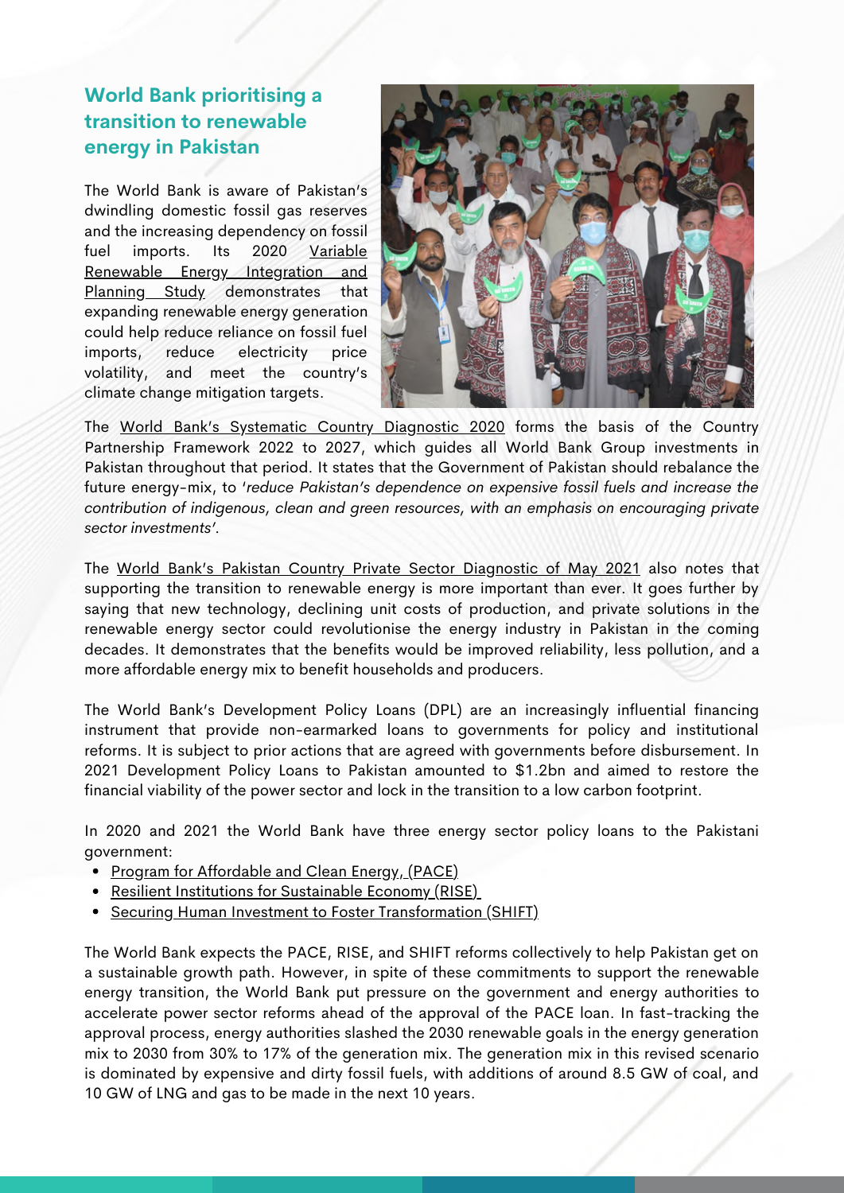## World Bank prioritising a transition to renewable energy in Pakistan

The World Bank is aware of Pakistan's dwindling domestic fossil gas reserves and the increasing dependency on fossil fuel imports. Its 2020 Variable Renewable Energy Integration and Planning Study demonstrates that expanding renewable energy generation could help reduce reliance on fossil fuel imports, reduce electricity price volatility, and meet the country's climate change mitigation targets.

The World Bank's Systematic Country Diagnostic 2020 forms the basis of the Country Partnership Framework 2022 to 2027, which guides all World Bank Group investments in Pakistan throughout that period. It states that the Government of Pakistan should rebalance the future energy-mix, to '*reduce Pakistan's dependence on expensive fossil fuels and increase the contribution of indigenous, clean and green resources, with an emphasis on encouraging private sector investments*'.

The World Bank's Pakistan Country Private Sector Diagnostic of May 2021 also notes that supporting the transition to renewable energy is more important than ever. It goes further by saying that new technology, declining unit costs of production, and private solutions in the renewable energy sector could revolutionise the energy industry in Pakistan in the coming decades. It demonstrates that the benefits would be improved reliability, less pollution, and a more affordable energy mix to benefit households and producers.

The World Bank's Development Policy Loans (DPL) are an increasingly influential financing instrument that provide non-earmarked loans to governments for policy and institutional reforms. It is subject to prior actions that are agreed with governments before disbursement. In 2021 Development Policy Loans to Pakistan amounted to $1.2bn and aimed to restore the financial viability of the power sector and lock in the transition to a low carbon footprint.

In 2020 and 2021 the World Bank have three energy sector policy loans to the Pakistani government:

- Program for Affordable and Clean Energy, (PACE)
- Resilient Institutions for Sustainable Economy (RISE)
- Securing Human Investment to Foster Transformation (SHIFT)

The World Bank expects the PACE, RISE, and SHIFT reforms collectively to help Pakistan get on a sustainable growth path. However, in spite of these commitments to support the renewable energy transition, the World Bank put pressure on the government and energy authorities to accelerate power sector reforms ahead of the approval of the PACE loan. In fast-tracking the approval process, energy authorities slashed the 2030 renewable goals in the energy generation mix to 2030 from 30% to 17% of the generation mix. The generation mix in this revised scenario is dominated by expensive and dirty fossil fuels, with additions of around 8.5 GW of coal, and 10 GW of LNG and gas to be made in the next 10 years.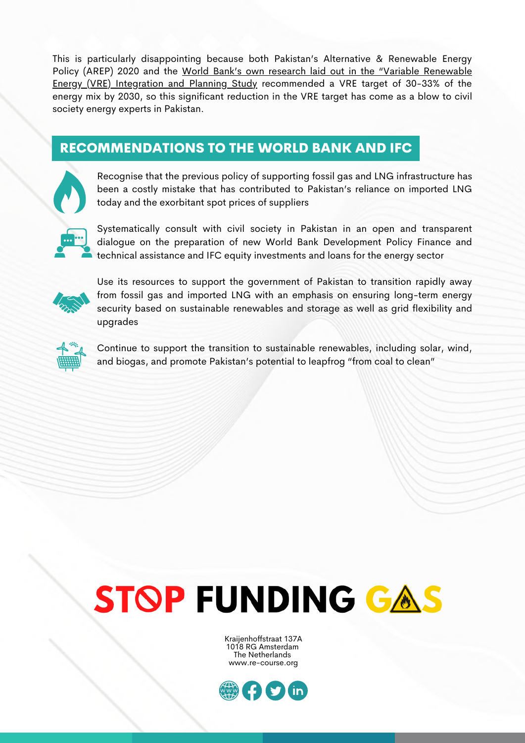This is particularly disappointing because both Pakistan's Alternative & Renewable Energy Policy (AREP) 2020 and the World Bank's own research laid out in the "Variable Renewable Energy (VRE) Integration and Planning Study recommended a VRE target of 30-33% of the energy mix by 2030, so this significant reduction in the VRE target has come as a blow to civil society energy experts in Pakistan.

## RECOMMENDATIONS TO THE WORLD BANK AND IFC

- Recognise that the previous policy of supporting fossil gas and LNG infrastructure has been a costly mistake that has contributed to Pakistan's reliance on imported LNG today and the exorbitant spot prices of suppliers
- Systematically consult with civil society in Pakistan in an open and transparent dialogue on the preparation of new World Bank Development Policy Finance and technical assistance and IFC equity investments and loans for the energy sector
- Use its resources to support the government of Pakistan to transition rapidly away from fossil gas and imported LNG with an emphasis on ensuring long-term energy security based on sustainable renewables and storage as well as grid flexibility and upgrades
- Continue to support the transition to sustainable renewables, including solar, wind, and biogas, and promote Pakistan's potential to leapfrog "from coal to clean"

**STOP FUNDING GAS**

Kraijenhoffstraat 137A
1018 RG Amsterdam
The Netherlands
www.re-course.org